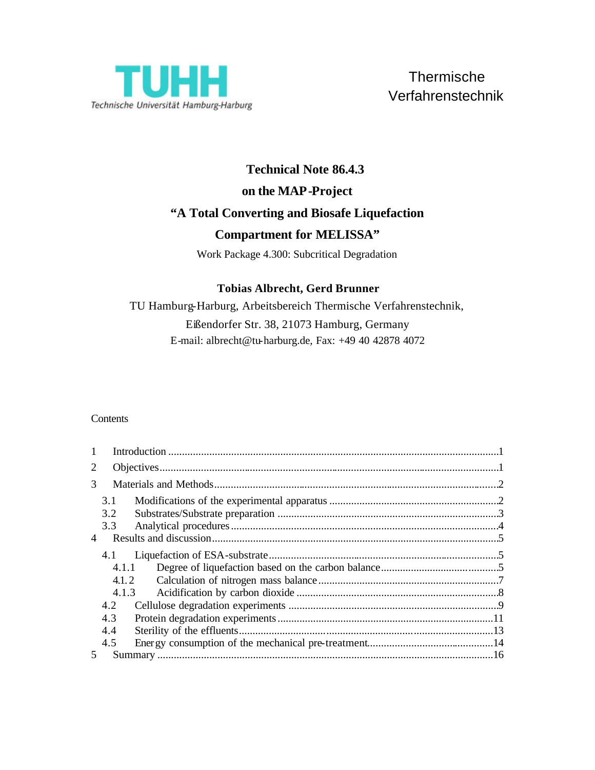TUHH
Technische Universität Hamburg-Harburg

Thermische Verfahrenstechnik

# Technical Note 86.4.3
# on the MAP-Project
# “A Total Converting and Biosafe Liquefaction Compartment for MELISSA”

Work Package 4.300: Subcritical Degradation

**Tobias Albrecht, Gerd Brunner**

TU Hamburg-Harburg, Arbeitsbereich Thermische Verfahrenstechnik,
Eißendorfer Str. 38, 21073 Hamburg, Germany
E-mail: albrecht@tu-harburg.de, Fax: +49 40 42878 4072

Contents

| | | |
|---|---|---|
| 1 | Introduction | 1 |
| 2 | Objectives | 1 |
| 3 | Materials and Methods | 2 |
| 3.1 | Modifications of the experimental apparatus | 2 |
| 3.2 | Substrates/Substrate preparation | 3 |
| 3.3 | Analytical procedures | 4 |
| 4 | Results and discussion | 5 |
| 4.1 | Liquefaction of ESA-substrate | 5 |
| 4.1.1 | Degree of liquefaction based on the carbon balance | 5 |
| 4.1.2 | Calculation of nitrogen mass balance | 7 |
| 4.1.3 | Acidification by carbon dioxide | 8 |
| 4.2 | Cellulose degradation experiments | 9 |
| 4.3 | Protein degradation experiments | 11 |
| 4.4 | Sterility of the effluents | 13 |
| 4.5 | Energy consumption of the mechanical pre-treatment | 14 |
| 5 | Summary | 16 |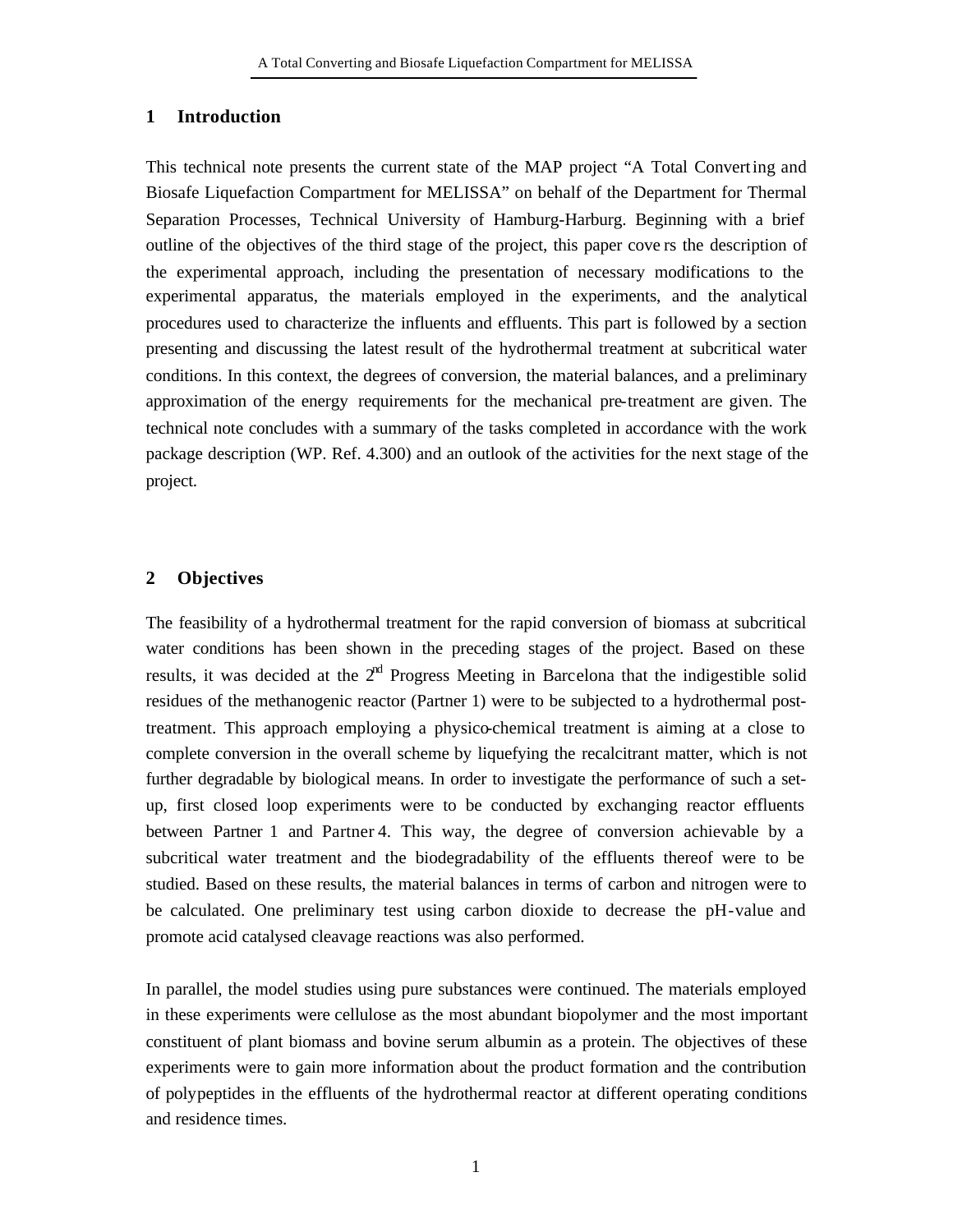## 1 Introduction

This technical note presents the current state of the MAP project "A Total Converting and Biosafe Liquefaction Compartment for MELISSA" on behalf of the Department for Thermal Separation Processes, Technical University of Hamburg-Harburg. Beginning with a brief outline of the objectives of the third stage of the project, this paper covers the description of the experimental approach, including the presentation of necessary modifications to the experimental apparatus, the materials employed in the experiments, and the analytical procedures used to characterize the influents and effluents. This part is followed by a section presenting and discussing the latest result of the hydrothermal treatment at subcritical water conditions. In this context, the degrees of conversion, the material balances, and a preliminary approximation of the energy requirements for the mechanical pre-treatment are given. The technical note concludes with a summary of the tasks completed in accordance with the work package description (WP. Ref. 4.300) and an outlook of the activities for the next stage of the project.

## 2 Objectives

The feasibility of a hydrothermal treatment for the rapid conversion of biomass at subcritical water conditions has been shown in the preceding stages of the project. Based on these results, it was decided at the 2nd Progress Meeting in Barcelona that the indigestible solid residues of the methanogenic reactor (Partner 1) were to be subjected to a hydrothermal post-treatment. This approach employing a physico-chemical treatment is aiming at a close to complete conversion in the overall scheme by liquefying the recalcitrant matter, which is not further degradable by biological means. In order to investigate the performance of such a set-up, first closed loop experiments were to be conducted by exchanging reactor effluents between Partner 1 and Partner 4. This way, the degree of conversion achievable by a subcritical water treatment and the biodegradability of the effluents thereof were to be studied. Based on these results, the material balances in terms of carbon and nitrogen were to be calculated. One preliminary test using carbon dioxide to decrease the pH-value and promote acid catalysed cleavage reactions was also performed.

In parallel, the model studies using pure substances were continued. The materials employed in these experiments were cellulose as the most abundant biopolymer and the most important constituent of plant biomass and bovine serum albumin as a protein. The objectives of these experiments were to gain more information about the product formation and the contribution of polypeptides in the effluents of the hydrothermal reactor at different operating conditions and residence times.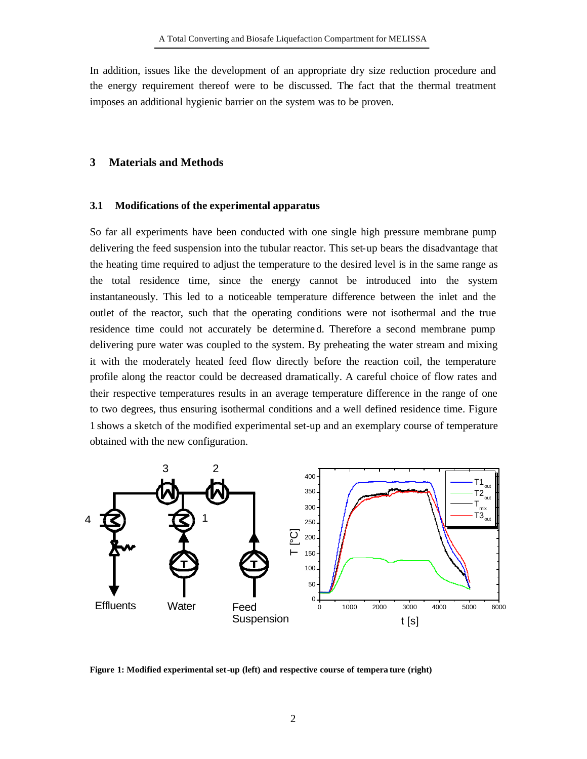In addition, issues like the development of an appropriate dry size reduction procedure and the energy requirement thereof were to be discussed. The fact that the thermal treatment imposes an additional hygienic barrier on the system was to be proven.

## 3 Materials and Methods

### 3.1 Modifications of the experimental apparatus

So far all experiments have been conducted with one single high pressure membrane pump delivering the feed suspension into the tubular reactor. This set-up bears the disadvantage that the heating time required to adjust the temperature to the desired level is in the same range as the total residence time, since the energy cannot be introduced into the system instantaneously. This led to a noticeable temperature difference between the inlet and the outlet of the reactor, such that the operating conditions were not isothermal and the true residence time could not accurately be determined. Therefore a second membrane pump delivering pure water was coupled to the system. By preheating the water stream and mixing it with the moderately heated feed flow directly before the reaction coil, the temperature profile along the reactor could be decreased dramatically. A careful choice of flow rates and their respective temperatures results in an average temperature difference in the range of one to two degrees, thus ensuring isothermal conditions and a well defined residence time. Figure 1 shows a sketch of the modified experimental set-up and an exemplary course of temperature obtained with the new configuration.

**Figure 1: Modified experimental set-up (left) and respective course of temperature (right)**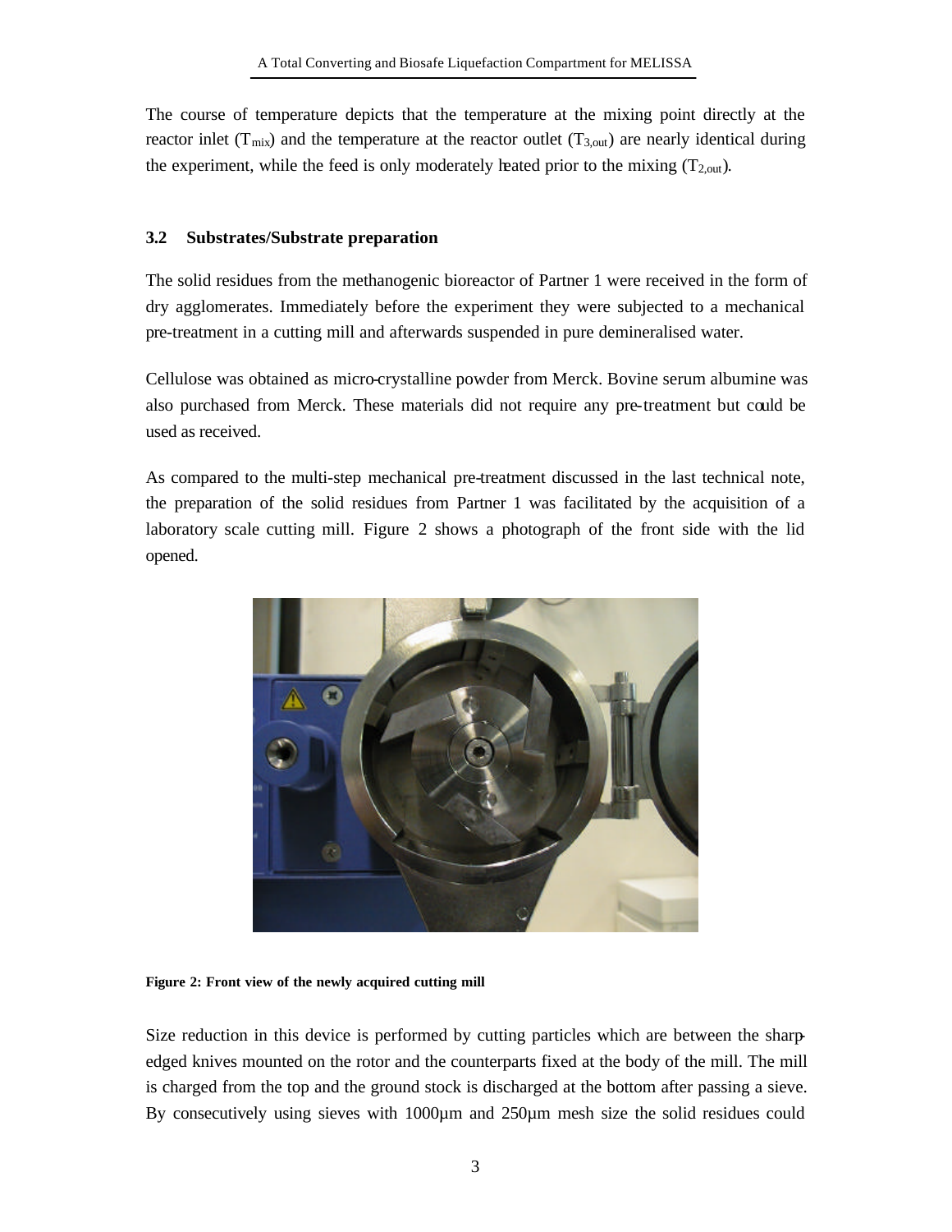The course of temperature depicts that the temperature at the mixing point directly at the reactor inlet ($T_{mix}$) and the temperature at the reactor outlet ($T_{3,out}$) are nearly identical during the experiment, while the feed is only moderately heated prior to the mixing ($T_{2,out}$).

### 3.2 Substrates/Substrate preparation

The solid residues from the methanogenic bioreactor of Partner 1 were received in the form of dry agglomerates. Immediately before the experiment they were subjected to a mechanical pre-treatment in a cutting mill and afterwards suspended in pure demineralised water.

Cellulose was obtained as micro-crystalline powder from Merck. Bovine serum albumine was also purchased from Merck. These materials did not require any pre-treatment but could be used as received.

As compared to the multi-step mechanical pre-treatment discussed in the last technical note, the preparation of the solid residues from Partner 1 was facilitated by the acquisition of a laboratory scale cutting mill. Figure 2 shows a photograph of the front side with the lid opened.

**Figure 2: Front view of the newly acquired cutting mill**

Size reduction in this device is performed by cutting particles which are between the sharp-edged knives mounted on the rotor and the counterparts fixed at the body of the mill. The mill is charged from the top and the ground stock is discharged at the bottom after passing a sieve. By consecutively using sieves with 1000µm and 250µm mesh size the solid residues could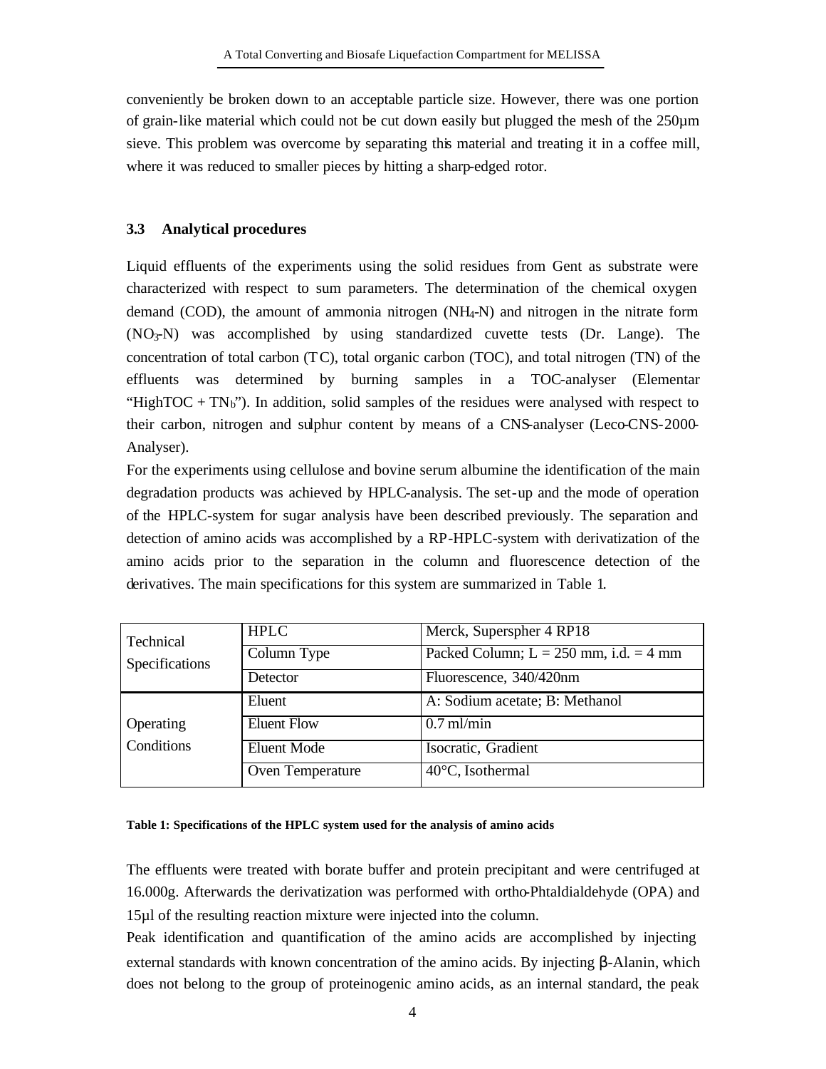conveniently be broken down to an acceptable particle size. However, there was one portion of grain-like material which could not be cut down easily but plugged the mesh of the 250µm sieve. This problem was overcome by separating this material and treating it in a coffee mill, where it was reduced to smaller pieces by hitting a sharp-edged rotor.

### 3.3 Analytical procedures

Liquid effluents of the experiments using the solid residues from Gent as substrate were characterized with respect to sum parameters. The determination of the chemical oxygen demand (COD), the amount of ammonia nitrogen ($NH_4$-N) and nitrogen in the nitrate form ($NO_3$-N) was accomplished by using standardized cuvette tests (Dr. Lange). The concentration of total carbon (TC), total organic carbon (TOC), and total nitrogen (TN) of the effluents was determined by burning samples in a TOC-analyser (Elementar "HighTOC + $TN_b$"). In addition, solid samples of the residues were analysed with respect to their carbon, nitrogen and sulphur content by means of a CNS-analyser (Leco-CNS-2000-Analyser).

For the experiments using cellulose and bovine serum albumine the identification of the main degradation products was achieved by HPLC-analysis. The set-up and the mode of operation of the HPLC-system for sugar analysis have been described previously. The separation and detection of amino acids was accomplished by a RP-HPLC-system with derivatization of the amino acids prior to the separation in the column and fluorescence detection of the derivatives. The main specifications for this system are summarized in Table 1.

| | | |
|---|---|---|
| Technical Specifications | HPLC | Merck, Superspher 4 RP18 |
| | Column Type | Packed Column; L = 250 mm, i.d. = 4 mm |
| | Detector | Fluorescence, 340/420nm |
| Operating Conditions | Eluent | A: Sodium acetate; B: Methanol |
| | Eluent Flow | 0.7 ml/min |
| | Eluent Mode | Isocratic, Gradient |
| | Oven Temperature | 40°C, Isothermal |

**Table 1: Specifications of the HPLC system used for the analysis of amino acids**

The effluents were treated with borate buffer and protein precipitant and were centrifuged at 16.000g. Afterwards the derivatization was performed with ortho-Phtaldialdehyde (OPA) and 15µl of the resulting reaction mixture were injected into the column.

Peak identification and quantification of the amino acids are accomplished by injecting external standards with known concentration of the amino acids. By injecting β-Alanin, which does not belong to the group of proteinogenic amino acids, as an internal standard, the peak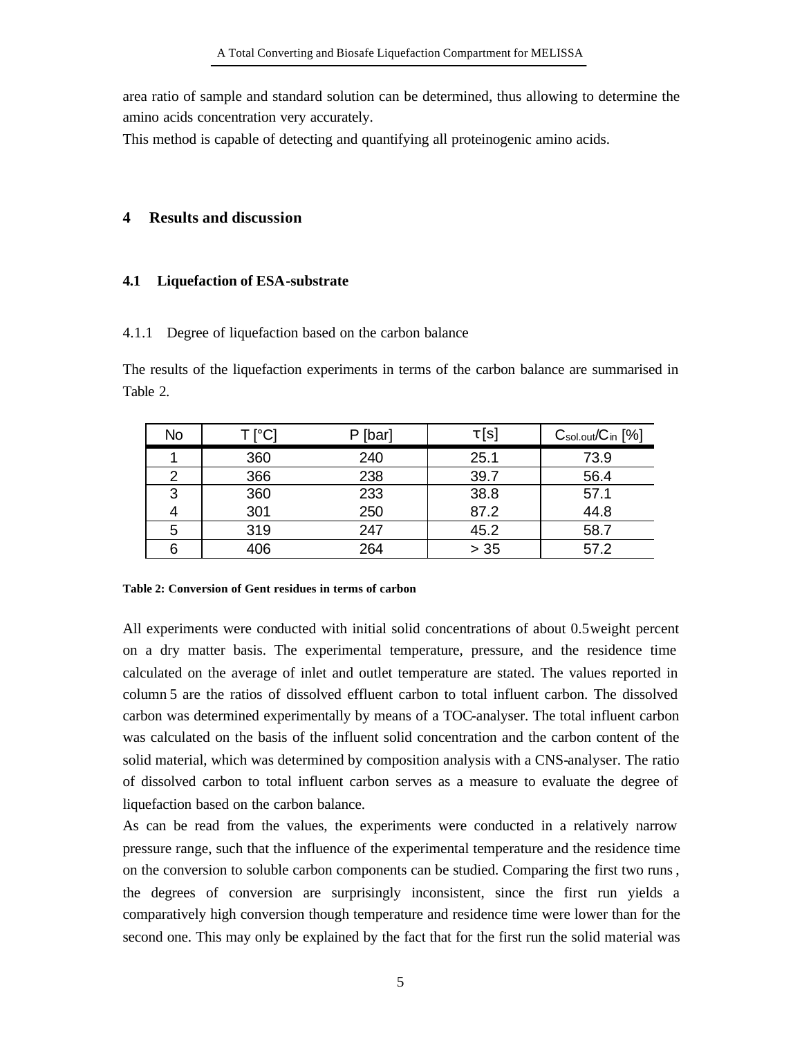area ratio of sample and standard solution can be determined, thus allowing to determine the amino acids concentration very accurately.
This method is capable of detecting and quantifying all proteinogenic amino acids.

# 4 Results and discussion

## 4.1 Liquefaction of ESA-substrate

### 4.1.1 Degree of liquefaction based on the carbon balance

The results of the liquefaction experiments in terms of the carbon balance are summarised in Table 2.

| No | T [°C] | P [bar] | $\tau$ [s] | $C_{sol.out}/C_{in}$ [%] |
|---|---|---|---|---|
| 1 | 360 | 240 | 25.1 | 73.9 |
| 2 | 366 | 238 | 39.7 | 56.4 |
| 3 | 360 | 233 | 38.8 | 57.1 |
| 4 | 301 | 250 | 87.2 | 44.8 |
| 5 | 319 | 247 | 45.2 | 58.7 |
| 6 | 406 | 264 | > 35 | 57.2 |

**Table 2: Conversion of Gent residues in terms of carbon**

All experiments were conducted with initial solid concentrations of about 0.5 weight percent on a dry matter basis. The experimental temperature, pressure, and the residence time calculated on the average of inlet and outlet temperature are stated. The values reported in column 5 are the ratios of dissolved effluent carbon to total influent carbon. The dissolved carbon was determined experimentally by means of a TOC-analyser. The total influent carbon was calculated on the basis of the influent solid concentration and the carbon content of the solid material, which was determined by composition analysis with a CNS-analyser. The ratio of dissolved carbon to total influent carbon serves as a measure to evaluate the degree of liquefaction based on the carbon balance.
As can be read from the values, the experiments were conducted in a relatively narrow pressure range, such that the influence of the experimental temperature and the residence time on the conversion to soluble carbon components can be studied. Comparing the first two runs, the degrees of conversion are surprisingly inconsistent, since the first run yields a comparatively high conversion though temperature and residence time were lower than for the second one. This may only be explained by the fact that for the first run the solid material was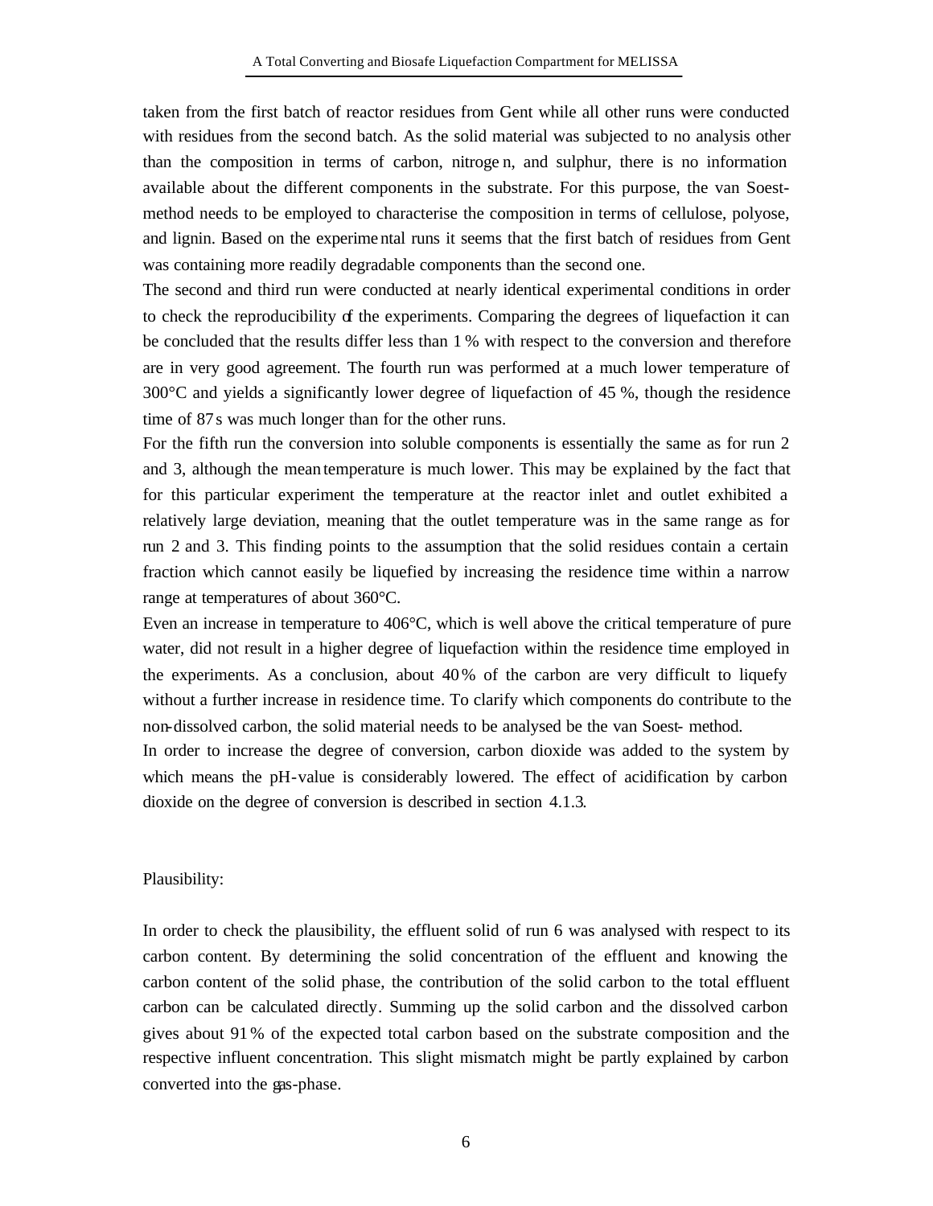taken from the first batch of reactor residues from Gent while all other runs were conducted with residues from the second batch. As the solid material was subjected to no analysis other than the composition in terms of carbon, nitrogen, and sulphur, there is no information available about the different components in the substrate. For this purpose, the van Soest-method needs to be employed to characterise the composition in terms of cellulose, polyose, and lignin. Based on the experimental runs it seems that the first batch of residues from Gent was containing more readily degradable components than the second one.

The second and third run were conducted at nearly identical experimental conditions in order to check the reproducibility of the experiments. Comparing the degrees of liquefaction it can be concluded that the results differ less than 1 % with respect to the conversion and therefore are in very good agreement. The fourth run was performed at a much lower temperature of 300°C and yields a significantly lower degree of liquefaction of 45 %, though the residence time of 87 s was much longer than for the other runs.

For the fifth run the conversion into soluble components is essentially the same as for run 2 and 3, although the mean temperature is much lower. This may be explained by the fact that for this particular experiment the temperature at the reactor inlet and outlet exhibited a relatively large deviation, meaning that the outlet temperature was in the same range as for run 2 and 3. This finding points to the assumption that the solid residues contain a certain fraction which cannot easily be liquefied by increasing the residence time within a narrow range at temperatures of about 360°C.

Even an increase in temperature to 406°C, which is well above the critical temperature of pure water, did not result in a higher degree of liquefaction within the residence time employed in the experiments. As a conclusion, about 40 % of the carbon are very difficult to liquefy without a further increase in residence time. To clarify which components do contribute to the non-dissolved carbon, the solid material needs to be analysed be the van Soest- method.

In order to increase the degree of conversion, carbon dioxide was added to the system by which means the pH-value is considerably lowered. The effect of acidification by carbon dioxide on the degree of conversion is described in section 4.1.3.

Plausibility:

In order to check the plausibility, the effluent solid of run 6 was analysed with respect to its carbon content. By determining the solid concentration of the effluent and knowing the carbon content of the solid phase, the contribution of the solid carbon to the total effluent carbon can be calculated directly. Summing up the solid carbon and the dissolved carbon gives about 91 % of the expected total carbon based on the substrate composition and the respective influent concentration. This slight mismatch might be partly explained by carbon converted into the gas-phase.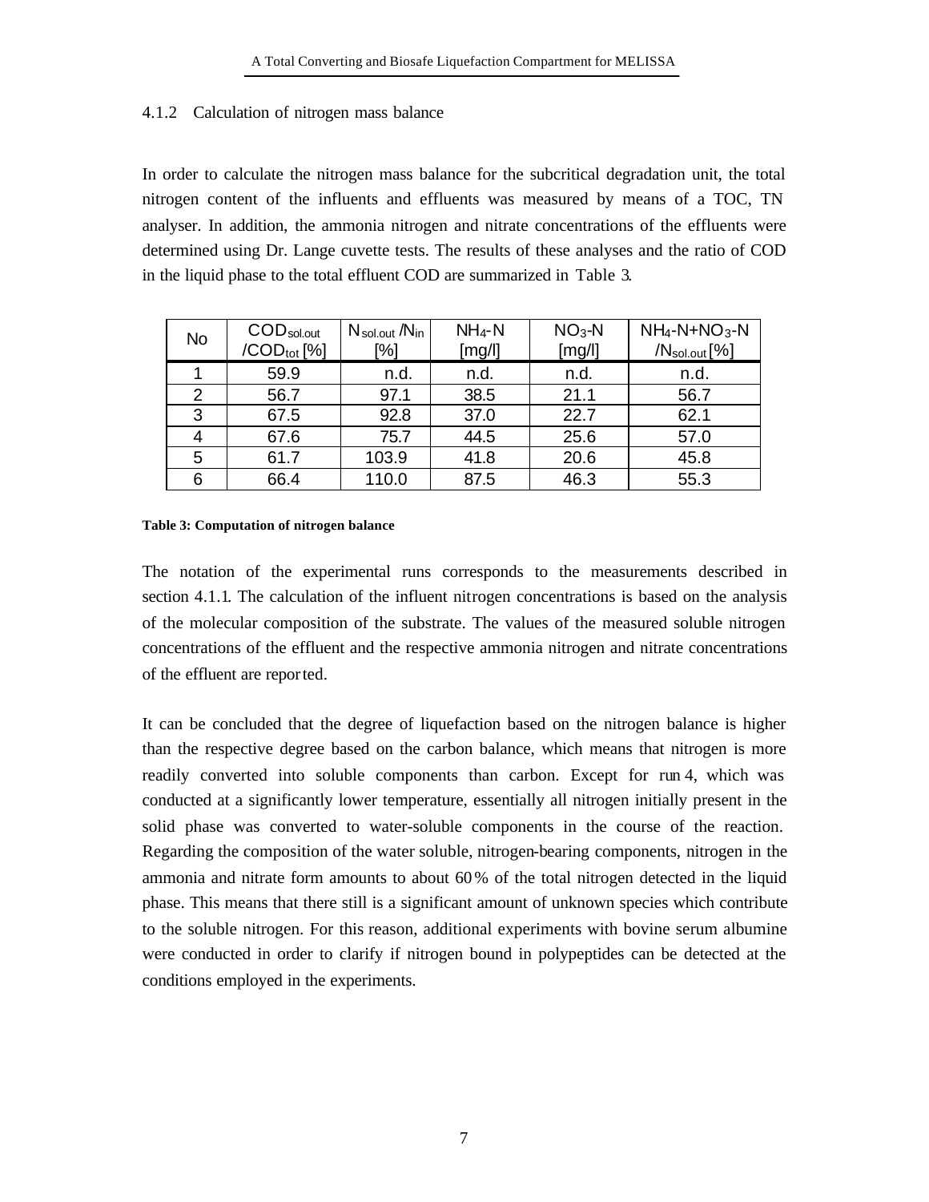### 4.1.2 Calculation of nitrogen mass balance

In order to calculate the nitrogen mass balance for the subcritical degradation unit, the total nitrogen content of the influents and effluents was measured by means of a TOC, TN analyser. In addition, the ammonia nitrogen and nitrate concentrations of the effluents were determined using Dr. Lange cuvette tests. The results of these analyses and the ratio of COD in the liquid phase to the total effluent COD are summarized in Table 3.

| No | $COD_{sol.out}$ /$COD_{tot}$ [%] | $N_{sol.out}$ /$N_{in}$ [%] | $NH_4$-N [mg/l] | $NO_3$-N [mg/l] | $NH_4$-N+$NO_3$-N /$N_{sol.out}$ [%] |
|---|---|---|---|---|---|
| 1 | 59.9 | n.d. | n.d. | n.d. | n.d. |
| 2 | 56.7 | 97.1 | 38.5 | 21.1 | 56.7 |
| 3 | 67.5 | 92.8 | 37.0 | 22.7 | 62.1 |
| 4 | 67.6 | 75.7 | 44.5 | 25.6 | 57.0 |
| 5 | 61.7 | 103.9 | 41.8 | 20.6 | 45.8 |
| 6 | 66.4 | 110.0 | 87.5 | 46.3 | 55.3 |

**Table 3: Computation of nitrogen balance**

The notation of the experimental runs corresponds to the measurements described in section 4.1.1. The calculation of the influent nitrogen concentrations is based on the analysis of the molecular composition of the substrate. The values of the measured soluble nitrogen concentrations of the effluent and the respective ammonia nitrogen and nitrate concentrations of the effluent are reported.

It can be concluded that the degree of liquefaction based on the nitrogen balance is higher than the respective degree based on the carbon balance, which means that nitrogen is more readily converted into soluble components than carbon. Except for run 4, which was conducted at a significantly lower temperature, essentially all nitrogen initially present in the solid phase was converted to water-soluble components in the course of the reaction. Regarding the composition of the water soluble, nitrogen-bearing components, nitrogen in the ammonia and nitrate form amounts to about 60 % of the total nitrogen detected in the liquid phase. This means that there still is a significant amount of unknown species which contribute to the soluble nitrogen. For this reason, additional experiments with bovine serum albumine were conducted in order to clarify if nitrogen bound in polypeptides can be detected at the conditions employed in the experiments.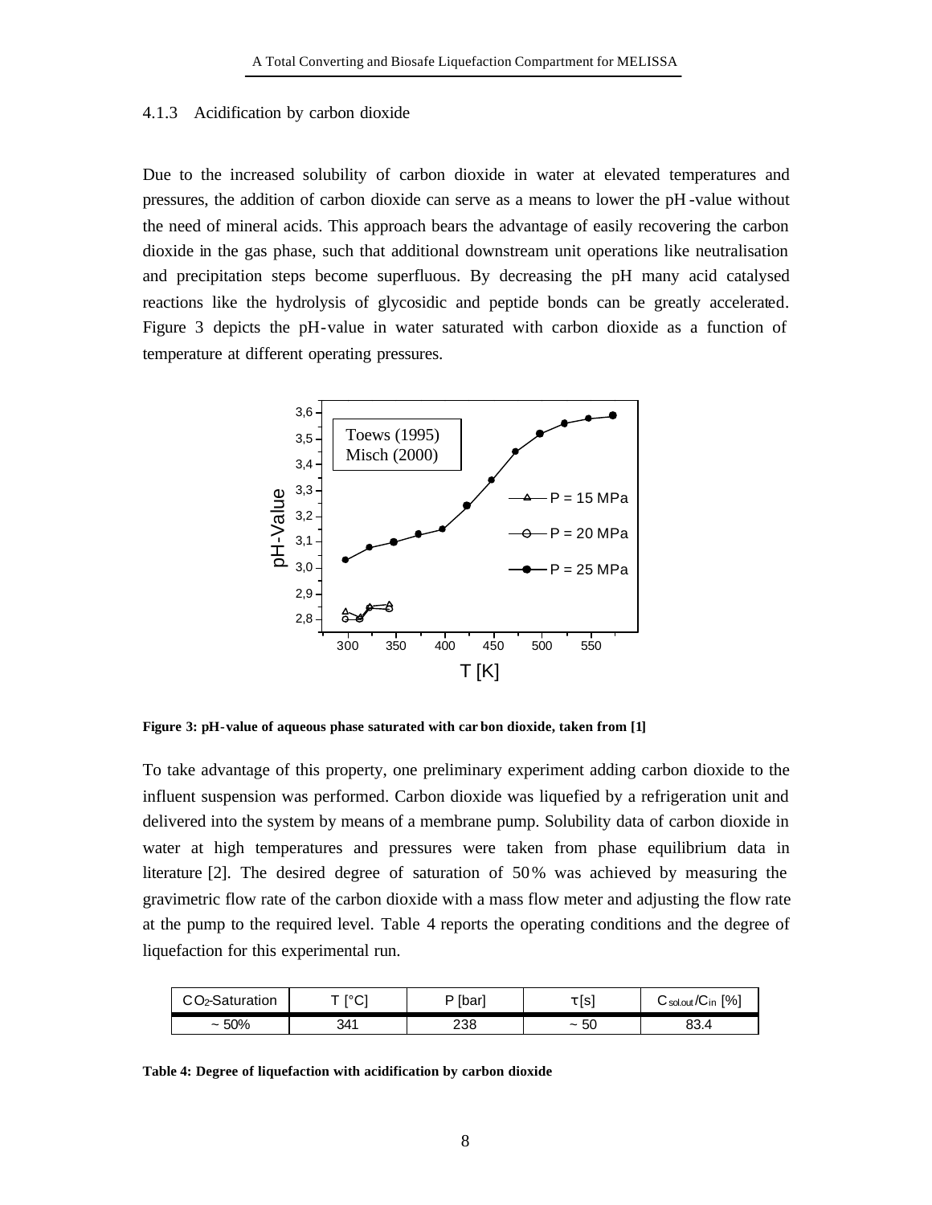### 4.1.3 Acidification by carbon dioxide

Due to the increased solubility of carbon dioxide in water at elevated temperatures and pressures, the addition of carbon dioxide can serve as a means to lower the pH-value without the need of mineral acids. This approach bears the advantage of easily recovering the carbon dioxide in the gas phase, such that additional downstream unit operations like neutralisation and precipitation steps become superfluous. By decreasing the pH many acid catalysed reactions like the hydrolysis of glycosidic and peptide bonds can be greatly accelerated. Figure 3 depicts the pH-value in water saturated with carbon dioxide as a function of temperature at different operating pressures.

**Figure 3: pH-value of aqueous phase saturated with carbon dioxide, taken from [1]**

To take advantage of this property, one preliminary experiment adding carbon dioxide to the influent suspension was performed. Carbon dioxide was liquefied by a refrigeration unit and delivered into the system by means of a membrane pump. Solubility data of carbon dioxide in water at high temperatures and pressures were taken from phase equilibrium data in literature [2]. The desired degree of saturation of 50% was achieved by measuring the gravimetric flow rate of the carbon dioxide with a mass flow meter and adjusting the flow rate at the pump to the required level. Table 4 reports the operating conditions and the degree of liquefaction for this experimental run.

| $CO_2$-Saturation | T [°C] | P [bar] | $\tau$[s] | $C_{sol.out}/C_{in}$ [%] |
|---|---|---|---|---|
| ~ 50% | 341 | 238 | ~ 50 | 83.4 |

**Table 4: Degree of liquefaction with acidification by carbon dioxide**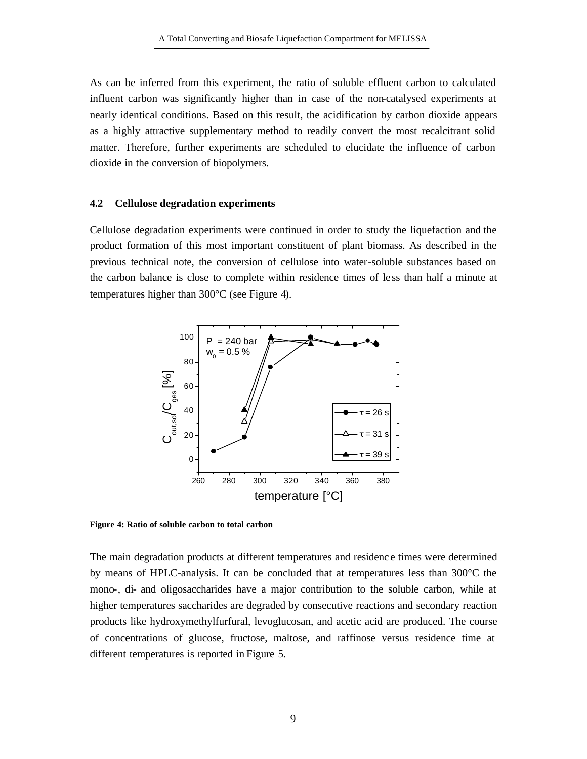As can be inferred from this experiment, the ratio of soluble effluent carbon to calculated influent carbon was significantly higher than in case of the non-catalysed experiments at nearly identical conditions. Based on this result, the acidification by carbon dioxide appears as a highly attractive supplementary method to readily convert the most recalcitrant solid matter. Therefore, further experiments are scheduled to elucidate the influence of carbon dioxide in the conversion of biopolymers.

### 4.2 Cellulose degradation experiments

Cellulose degradation experiments were continued in order to study the liquefaction and the product formation of this most important constituent of plant biomass. As described in the previous technical note, the conversion of cellulose into water-soluble substances based on the carbon balance is close to complete within residence times of less than half a minute at temperatures higher than 300°C (see Figure 4).

**Figure 4: Ratio of soluble carbon to total carbon**

The main degradation products at different temperatures and residence times were determined by means of HPLC-analysis. It can be concluded that at temperatures less than 300°C the mono-, di- and oligosaccharides have a major contribution to the soluble carbon, while at higher temperatures saccharides are degraded by consecutive reactions and secondary reaction products like hydroxymethylfurfural, levoglucosan, and acetic acid are produced. The course of concentrations of glucose, fructose, maltose, and raffinose versus residence time at different temperatures is reported in Figure 5.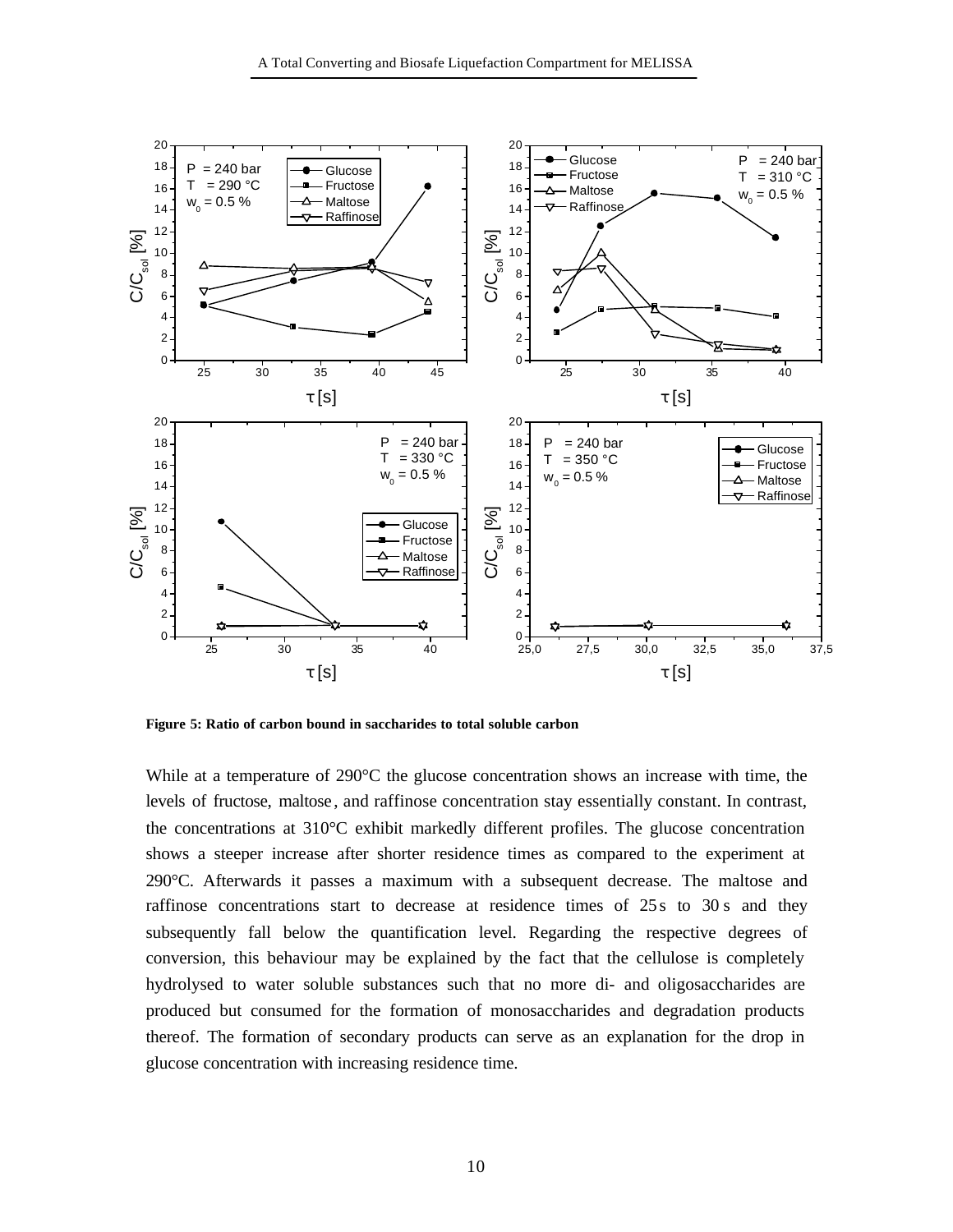**Figure 5: Ratio of carbon bound in saccharides to total soluble carbon**

While at a temperature of 290°C the glucose concentration shows an increase with time, the levels of fructose, maltose, and raffinose concentration stay essentially constant. In contrast, the concentrations at 310°C exhibit markedly different profiles. The glucose concentration shows a steeper increase after shorter residence times as compared to the experiment at 290°C. Afterwards it passes a maximum with a subsequent decrease. The maltose and raffinose concentrations start to decrease at residence times of 25 s to 30 s and they subsequently fall below the quantification level. Regarding the respective degrees of conversion, this behaviour may be explained by the fact that the cellulose is completely hydrolysed to water soluble substances such that no more di- and oligosaccharides are produced but consumed for the formation of monosaccharides and degradation products thereof. The formation of secondary products can serve as an explanation for the drop in glucose concentration with increasing residence time.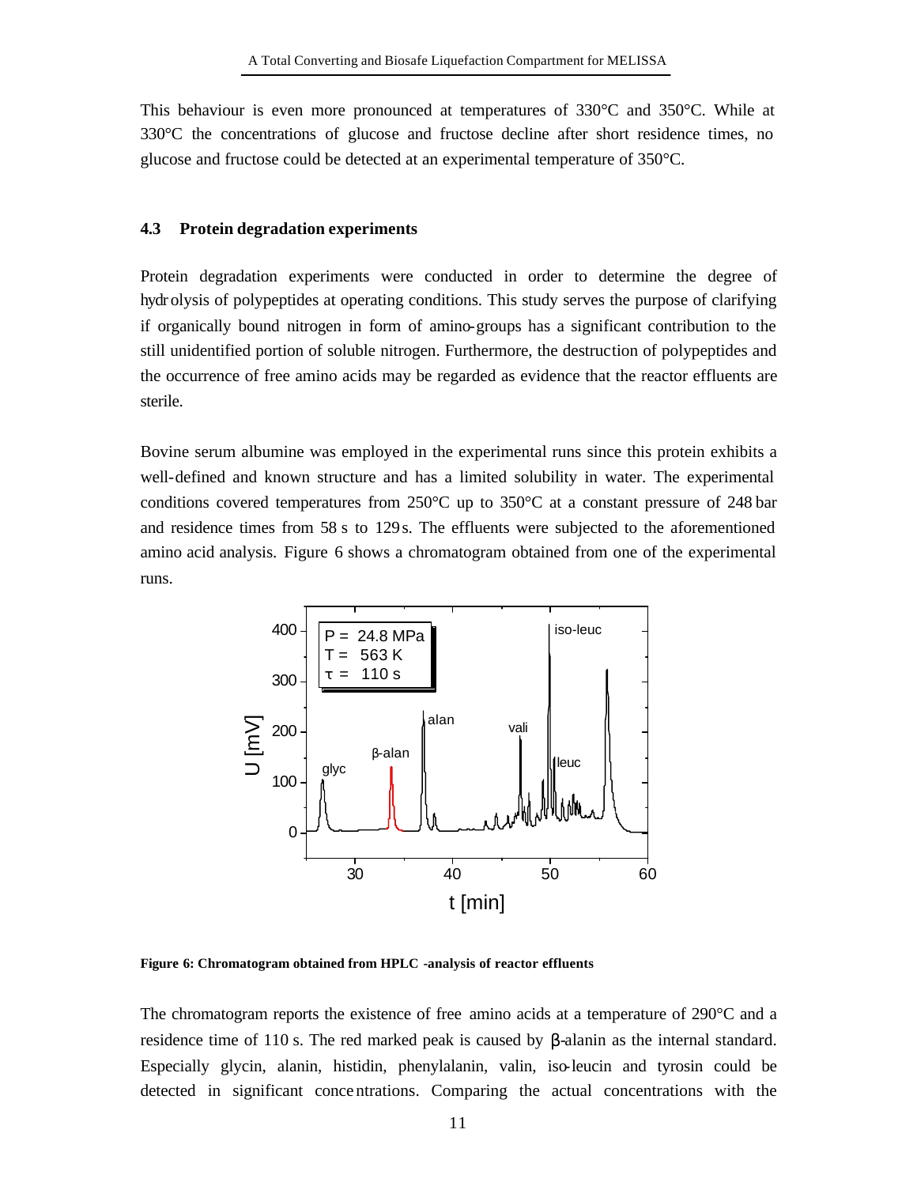This behaviour is even more pronounced at temperatures of 330°C and 350°C. While at 330°C the concentrations of glucose and fructose decline after short residence times, no glucose and fructose could be detected at an experimental temperature of 350°C.

### 4.3 Protein degradation experiments

Protein degradation experiments were conducted in order to determine the degree of hydrolysis of polypeptides at operating conditions. This study serves the purpose of clarifying if organically bound nitrogen in form of amino-groups has a significant contribution to the still unidentified portion of soluble nitrogen. Furthermore, the destruction of polypeptides and the occurrence of free amino acids may be regarded as evidence that the reactor effluents are sterile.

Bovine serum albumine was employed in the experimental runs since this protein exhibits a well-defined and known structure and has a limited solubility in water. The experimental conditions covered temperatures from 250°C up to 350°C at a constant pressure of 248 bar and residence times from 58 s to 129 s. The effluents were subjected to the aforementioned amino acid analysis. Figure 6 shows a chromatogram obtained from one of the experimental runs.

**Figure 6: Chromatogram obtained from HPLC -analysis of reactor effluents**

The chromatogram reports the existence of free amino acids at a temperature of 290°C and a residence time of 110 s. The red marked peak is caused by β-alanin as the internal standard. Especially glycin, alanin, histidin, phenylalanin, valin, iso-leucin and tyrosin could be detected in significant concentrations. Comparing the actual concentrations with the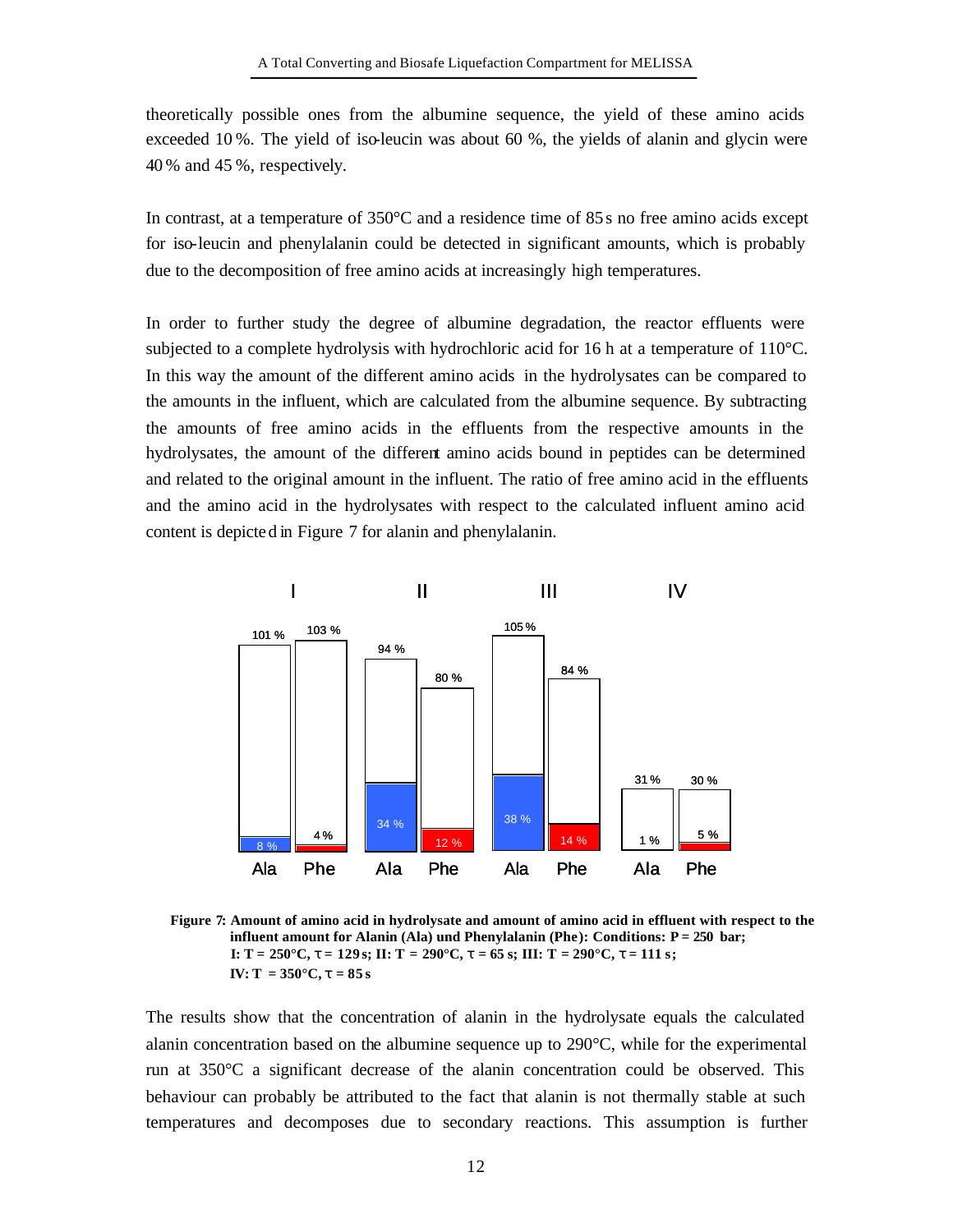theoretically possible ones from the albumine sequence, the yield of these amino acids exceeded 10 %. The yield of iso-leucin was about 60 %, the yields of alanin and glycin were 40 % and 45 %, respectively.

In contrast, at a temperature of 350°C and a residence time of 85 s no free amino acids except for iso-leucin and phenylalanin could be detected in significant amounts, which is probably due to the decomposition of free amino acids at increasingly high temperatures.

In order to further study the degree of albumine degradation, the reactor effluents were subjected to a complete hydrolysis with hydrochloric acid for 16 h at a temperature of 110°C. In this way the amount of the different amino acids in the hydrolysates can be compared to the amounts in the influent, which are calculated from the albumine sequence. By subtracting the amounts of free amino acids in the effluents from the respective amounts in the hydrolysates, the amount of the different amino acids bound in peptides can be determined and related to the original amount in the influent. The ratio of free amino acid in the effluents and the amino acid in the hydrolysates with respect to the calculated influent amino acid content is depicted in Figure 7 for alanin and phenylalanin.

| | I | | II | | III | | IV | |
|---|---|---|---|---|---|---|---|---|
| | Ala | Phe | Ala | Phe | Ala | Phe | Ala | Phe |
| Hydrolysate | 101 % | 103 % | 94 % | 80 % | 105 % | 84 % | 31 % | 30 % |
| Effluent (free) | 8 % | 4 % | 34 % | 12 % | 38 % | 14 % | 1 % | 5 % |

**Figure 7: Amount of amino acid in hydrolysate and amount of amino acid in effluent with respect to the influent amount for Alanin (Ala) und Phenylalanin (Phe): Conditions: P = 250 bar; I: T = 250°C, τ = 129 s; II: T = 290°C, τ = 65 s; III: T = 290°C, τ = 111 s; IV: T = 350°C, τ = 85 s**

The results show that the concentration of alanin in the hydrolysate equals the calculated alanin concentration based on the albumine sequence up to 290°C, while for the experimental run at 350°C a significant decrease of the alanin concentration could be observed. This behaviour can probably be attributed to the fact that alanin is not thermally stable at such temperatures and decomposes due to secondary reactions. This assumption is further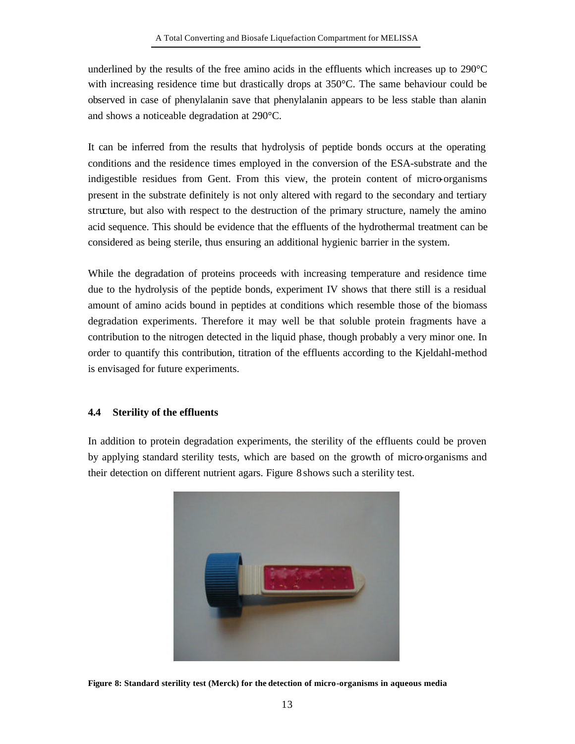underlined by the results of the free amino acids in the effluents which increases up to 290°C with increasing residence time but drastically drops at 350°C. The same behaviour could be observed in case of phenylalanin save that phenylalanin appears to be less stable than alanin and shows a noticeable degradation at 290°C.

It can be inferred from the results that hydrolysis of peptide bonds occurs at the operating conditions and the residence times employed in the conversion of the ESA-substrate and the indigestible residues from Gent. From this view, the protein content of micro-organisms present in the substrate definitely is not only altered with regard to the secondary and tertiary structure, but also with respect to the destruction of the primary structure, namely the amino acid sequence. This should be evidence that the effluents of the hydrothermal treatment can be considered as being sterile, thus ensuring an additional hygienic barrier in the system.

While the degradation of proteins proceeds with increasing temperature and residence time due to the hydrolysis of the peptide bonds, experiment IV shows that there still is a residual amount of amino acids bound in peptides at conditions which resemble those of the biomass degradation experiments. Therefore it may well be that soluble protein fragments have a contribution to the nitrogen detected in the liquid phase, though probably a very minor one. In order to quantify this contribution, titration of the effluents according to the Kjeldahl-method is envisaged for future experiments.

### 4.4 Sterility of the effluents

In addition to protein degradation experiments, the sterility of the effluents could be proven by applying standard sterility tests, which are based on the growth of micro-organisms and their detection on different nutrient agars. Figure 8 shows such a sterility test.

**Figure 8: Standard sterility test (Merck) for the detection of micro-organisms in aqueous media**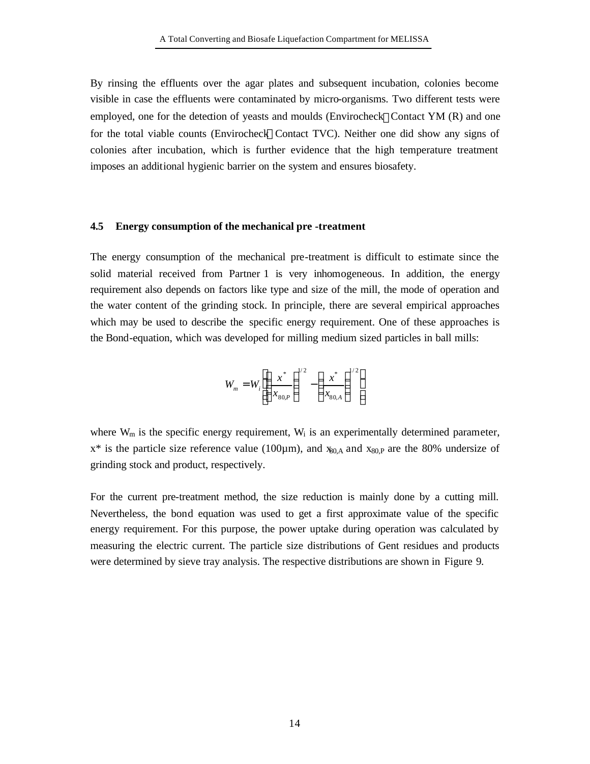By rinsing the effluents over the agar plates and subsequent incubation, colonies become visible in case the effluents were contaminated by micro-organisms. Two different tests were employed, one for the detection of yeasts and moulds (Envirocheck Contact YM (R) and one for the total viable counts (Envirocheck Contact TVC). Neither one did show any signs of colonies after incubation, which is further evidence that the high temperature treatment imposes an additional hygienic barrier on the system and ensures biosafety.

### 4.5 Energy consumption of the mechanical pre-treatment

The energy consumption of the mechanical pre-treatment is difficult to estimate since the solid material received from Partner 1 is very inhomogeneous. In addition, the energy requirement also depends on factors like type and size of the mill, the mode of operation and the water content of the grinding stock. In principle, there are several empirical approaches which may be used to describe the specific energy requirement. One of these approaches is the Bond-equation, which was developed for milling medium sized particles in ball mills:

$$W_m = W_i \left[ \left( \frac{x^*}{x_{80,P}} \right)^{1/2} - \left( \frac{x^*}{x_{80,A}} \right)^{1/2} \right]$$

where $W_m$ is the specific energy requirement, $W_i$ is an experimentally determined parameter, $x^*$ is the particle size reference value (100µm), and $x_{80,A}$ and $x_{80,P}$ are the 80% undersize of grinding stock and product, respectively.

For the current pre-treatment method, the size reduction is mainly done by a cutting mill. Nevertheless, the bond equation was used to get a first approximate value of the specific energy requirement. For this purpose, the power uptake during operation was calculated by measuring the electric current. The particle size distributions of Gent residues and products were determined by sieve tray analysis. The respective distributions are shown in Figure 9.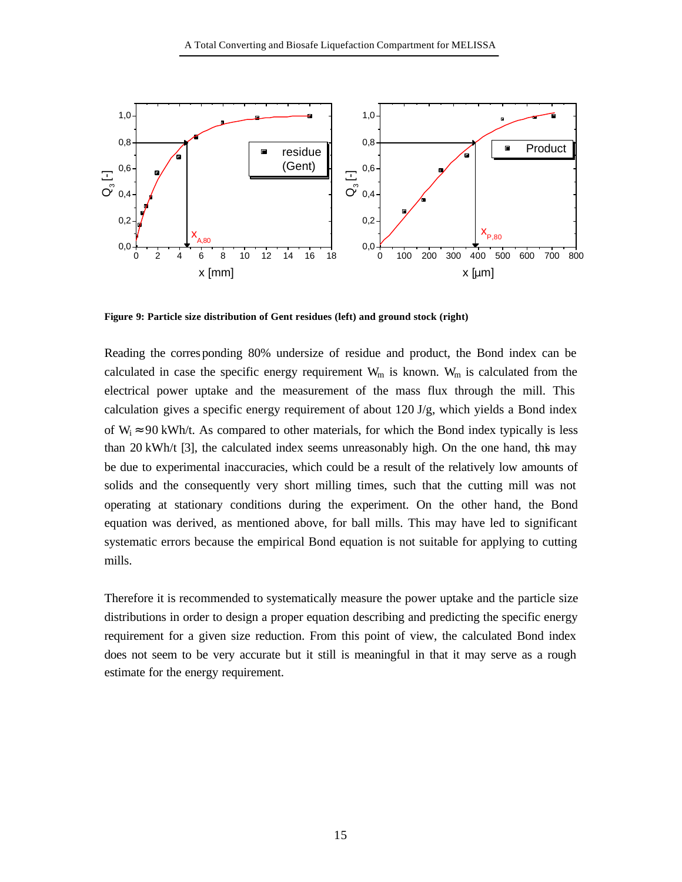Figure 9: **Particle size distribution of Gent residues (left) and ground stock (right)**

Reading the corresponding 80% undersize of residue and product, the Bond index can be calculated in case the specific energy requirement $W_m$ is known. $W_m$ is calculated from the electrical power uptake and the measurement of the mass flux through the mill. This calculation gives a specific energy requirement of about 120 J/g, which yields a Bond index of $W_i \approx 90$ kWh/t. As compared to other materials, for which the Bond index typically is less than 20 kWh/t [3], the calculated index seems unreasonably high. On the one hand, this may be due to experimental inaccuracies, which could be a result of the relatively low amounts of solids and the consequently very short milling times, such that the cutting mill was not operating at stationary conditions during the experiment. On the other hand, the Bond equation was derived, as mentioned above, for ball mills. This may have led to significant systematic errors because the empirical Bond equation is not suitable for applying to cutting mills.

Therefore it is recommended to systematically measure the power uptake and the particle size distributions in order to design a proper equation describing and predicting the specific energy requirement for a given size reduction. From this point of view, the calculated Bond index does not seem to be very accurate but it still is meaningful in that it may serve as a rough estimate for the energy requirement.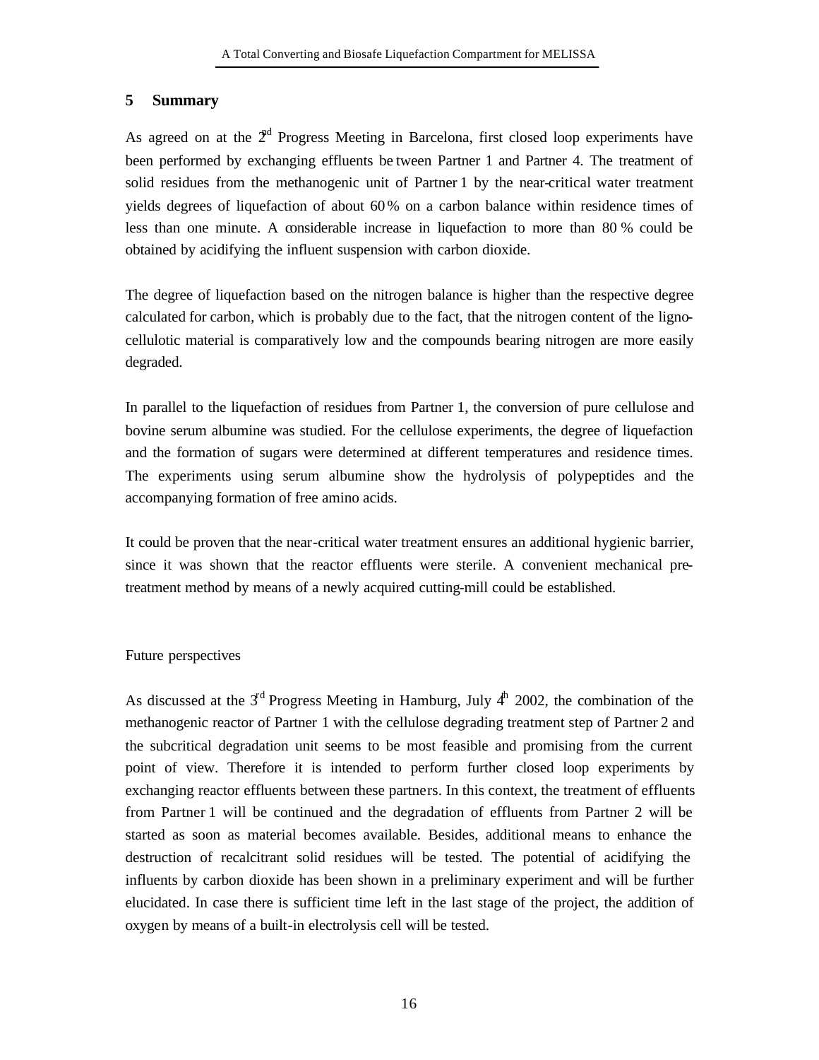## 5 Summary

As agreed on at the 2nd Progress Meeting in Barcelona, first closed loop experiments have been performed by exchanging effluents between Partner 1 and Partner 4. The treatment of solid residues from the methanogenic unit of Partner 1 by the near-critical water treatment yields degrees of liquefaction of about 60 % on a carbon balance within residence times of less than one minute. A considerable increase in liquefaction to more than 80 % could be obtained by acidifying the influent suspension with carbon dioxide.

The degree of liquefaction based on the nitrogen balance is higher than the respective degree calculated for carbon, which is probably due to the fact, that the nitrogen content of the ligno-cellulotic material is comparatively low and the compounds bearing nitrogen are more easily degraded.

In parallel to the liquefaction of residues from Partner 1, the conversion of pure cellulose and bovine serum albumine was studied. For the cellulose experiments, the degree of liquefaction and the formation of sugars were determined at different temperatures and residence times. The experiments using serum albumine show the hydrolysis of polypeptides and the accompanying formation of free amino acids.

It could be proven that the near-critical water treatment ensures an additional hygienic barrier, since it was shown that the reactor effluents were sterile. A convenient mechanical pre-treatment method by means of a newly acquired cutting-mill could be established.

Future perspectives

As discussed at the 3rd Progress Meeting in Hamburg, July 4th 2002, the combination of the methanogenic reactor of Partner 1 with the cellulose degrading treatment step of Partner 2 and the subcritical degradation unit seems to be most feasible and promising from the current point of view. Therefore it is intended to perform further closed loop experiments by exchanging reactor effluents between these partners. In this context, the treatment of effluents from Partner 1 will be continued and the degradation of effluents from Partner 2 will be started as soon as material becomes available. Besides, additional means to enhance the destruction of recalcitrant solid residues will be tested. The potential of acidifying the influents by carbon dioxide has been shown in a preliminary experiment and will be further elucidated. In case there is sufficient time left in the last stage of the project, the addition of oxygen by means of a built-in electrolysis cell will be tested.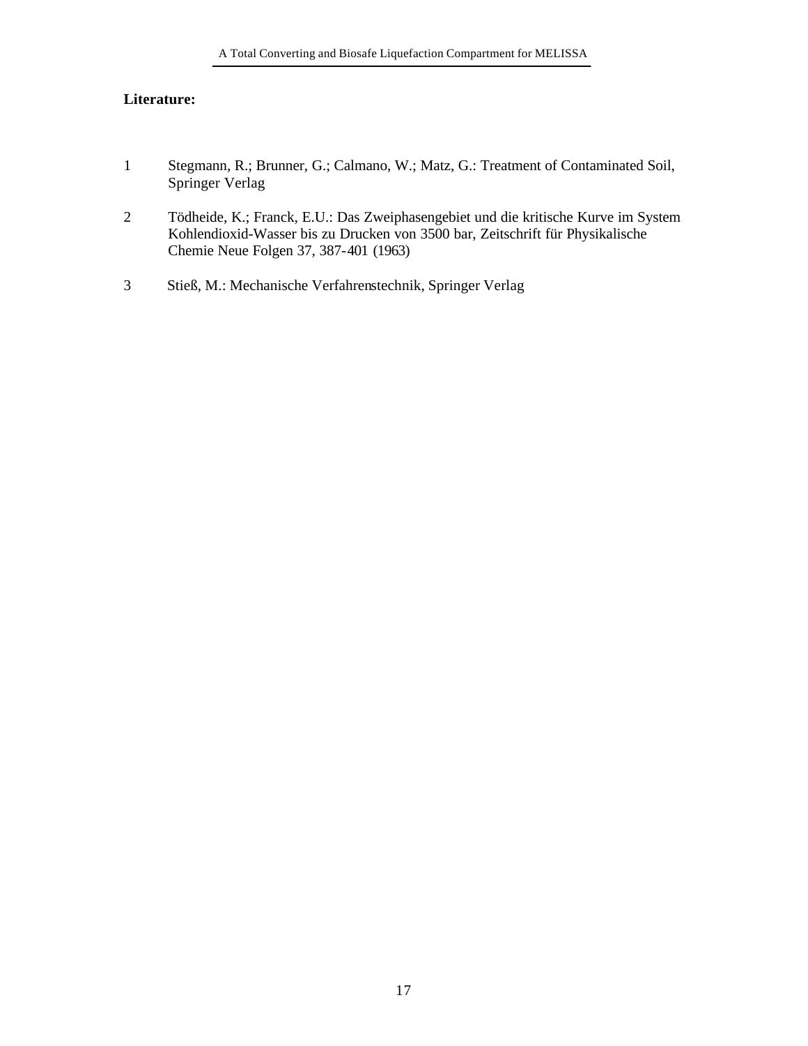**Literature:**

1. Stegmann, R.; Brunner, G.; Calmano, W.; Matz, G.: Treatment of Contaminated Soil, Springer Verlag

2. Tödheide, K.; Franck, E.U.: Das Zweiphasengebiet und die kritische Kurve im System Kohlendioxid-Wasser bis zu Drucken von 3500 bar, Zeitschrift für Physikalische Chemie Neue Folgen 37, 387-401 (1963)

3. Stieß, M.: Mechanische Verfahrenstechnik, Springer Verlag